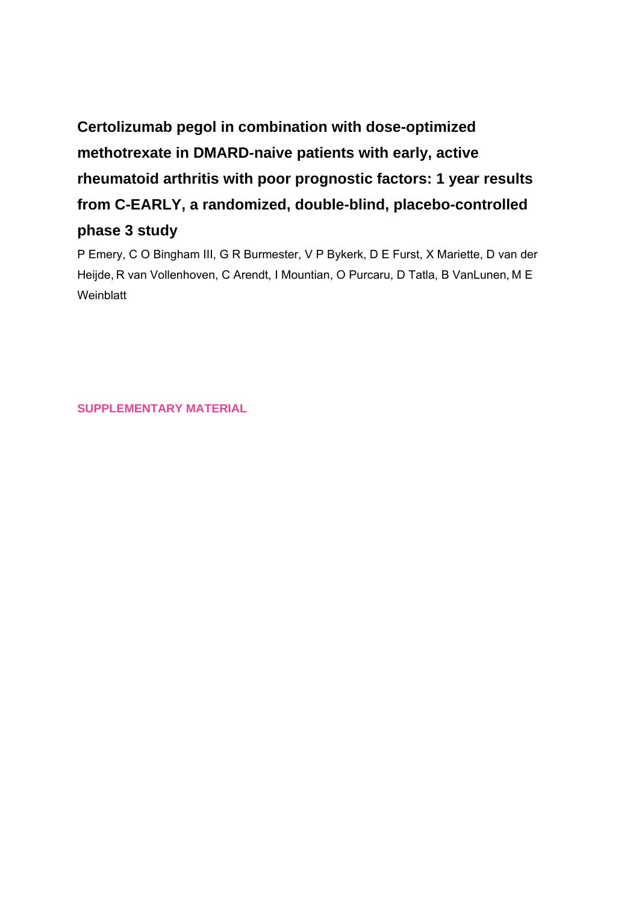# Certolizumab pegol in combination with dose-optimized methotrexate in DMARD-naive patients with early, active rheumatoid arthritis with poor prognostic factors: 1 year results from C-EARLY, a randomized, double-blind, placebo-controlled phase 3 study

P Emery, C O Bingham III, G R Burmester, V P Bykerk, D E Furst, X Mariette, D van der Heijde, R van Vollenhoven, C Arendt, I Mountian, O Purcaru, D Tatla, B VanLunen, M E Weinblatt

## SUPPLEMENTARY MATERIAL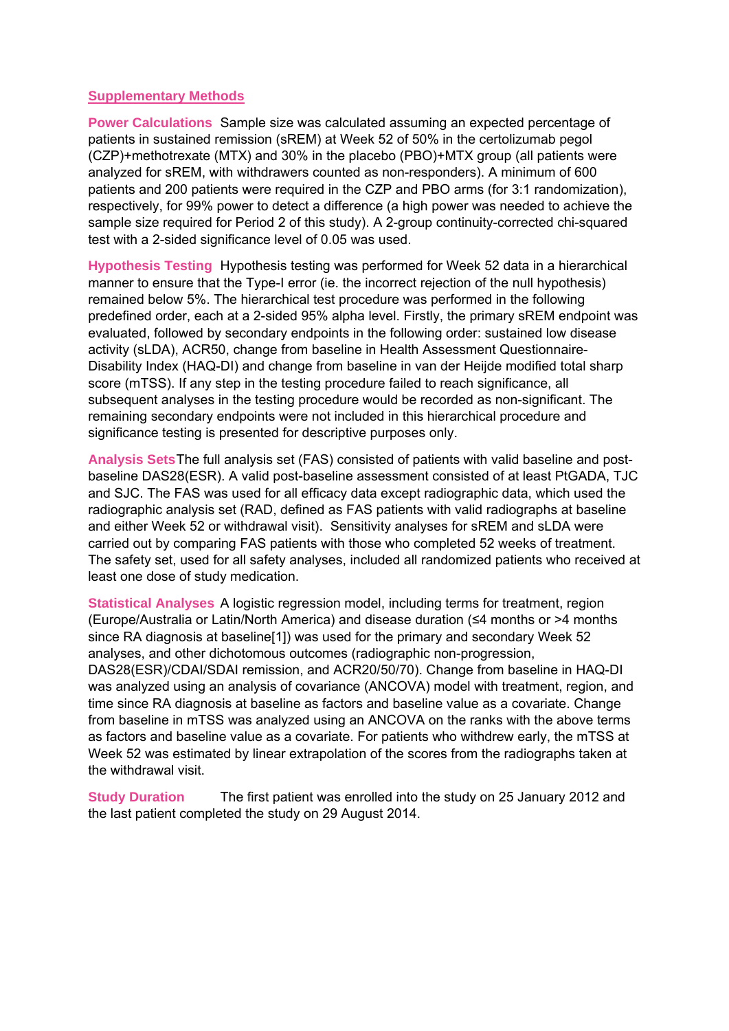## Supplementary Methods

**Power Calculations** Sample size was calculated assuming an expected percentage of patients in sustained remission (sREM) at Week 52 of 50% in the certolizumab pegol (CZP)+methotrexate (MTX) and 30% in the placebo (PBO)+MTX group (all patients were analyzed for sREM, with withdrawers counted as non-responders). A minimum of 600 patients and 200 patients were required in the CZP and PBO arms (for 3:1 randomization), respectively, for 99% power to detect a difference (a high power was needed to achieve the sample size required for Period 2 of this study). A 2-group continuity-corrected chi-squared test with a 2-sided significance level of 0.05 was used.

**Hypothesis Testing** Hypothesis testing was performed for Week 52 data in a hierarchical manner to ensure that the Type-I error (ie. the incorrect rejection of the null hypothesis) remained below 5%. The hierarchical test procedure was performed in the following predefined order, each at a 2-sided 95% alpha level. Firstly, the primary sREM endpoint was evaluated, followed by secondary endpoints in the following order: sustained low disease activity (sLDA), ACR50, change from baseline in Health Assessment Questionnaire-Disability Index (HAQ-DI) and change from baseline in van der Heijde modified total sharp score (mTSS). If any step in the testing procedure failed to reach significance, all subsequent analyses in the testing procedure would be recorded as non-significant. The remaining secondary endpoints were not included in this hierarchical procedure and significance testing is presented for descriptive purposes only.

**Analysis Sets** The full analysis set (FAS) consisted of patients with valid baseline and post-baseline DAS28(ESR). A valid post-baseline assessment consisted of at least PtGADA, TJC and SJC. The FAS was used for all efficacy data except radiographic data, which used the radiographic analysis set (RAD, defined as FAS patients with valid radiographs at baseline and either Week 52 or withdrawal visit). Sensitivity analyses for sREM and sLDA were carried out by comparing FAS patients with those who completed 52 weeks of treatment. The safety set, used for all safety analyses, included all randomized patients who received at least one dose of study medication.

**Statistical Analyses** A logistic regression model, including terms for treatment, region (Europe/Australia or Latin/North America) and disease duration (≤4 months or >4 months since RA diagnosis at baseline[1]) was used for the primary and secondary Week 52 analyses, and other dichotomous outcomes (radiographic non-progression, DAS28(ESR)/CDAI/SDAI remission, and ACR20/50/70). Change from baseline in HAQ-DI was analyzed using an analysis of covariance (ANCOVA) model with treatment, region, and time since RA diagnosis at baseline as factors and baseline value as a covariate. Change from baseline in mTSS was analyzed using an ANCOVA on the ranks with the above terms as factors and baseline value as a covariate. For patients who withdrew early, the mTSS at Week 52 was estimated by linear extrapolation of the scores from the radiographs taken at the withdrawal visit.

**Study Duration** The first patient was enrolled into the study on 25 January 2012 and the last patient completed the study on 29 August 2014.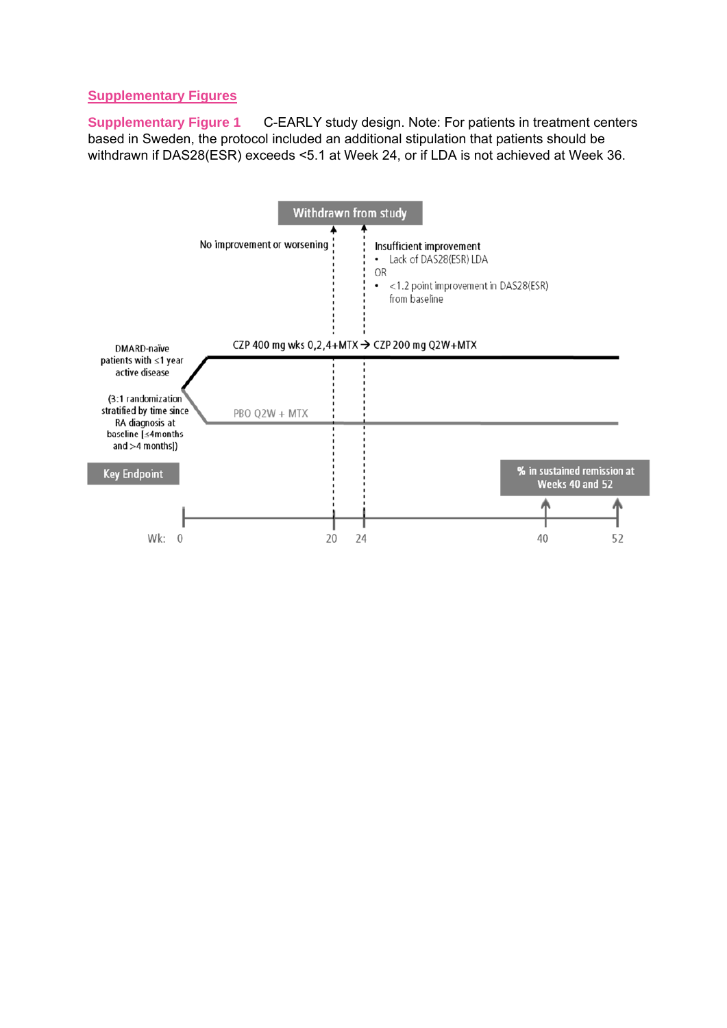## Supplementary Figures

**Supplementary Figure 1** C-EARLY study design. Note: For patients in treatment centers based in Sweden, the protocol included an additional stipulation that patients should be withdrawn if DAS28(ESR) exceeds <5.1 at Week 24, or if LDA is not achieved at Week 36.

Withdrawn from study

No improvement or worsening

Insufficient improvement
- Lack of DAS28(ESR) LDA

OR
- <1.2 point improvement in DAS28(ESR) from baseline

DMARD-naïve patients with <1 year active disease

(3:1 randomization stratified by time since RA diagnosis at baseline [≤4months and >4 months])

CZP 400 mg wks 0,2,4+MTX → CZP 200 mg Q2W+MTX

PBO Q2W + MTX

Key Endpoint

% in sustained remission at Weeks 40 and 52

Wk: 0 20 24 40 52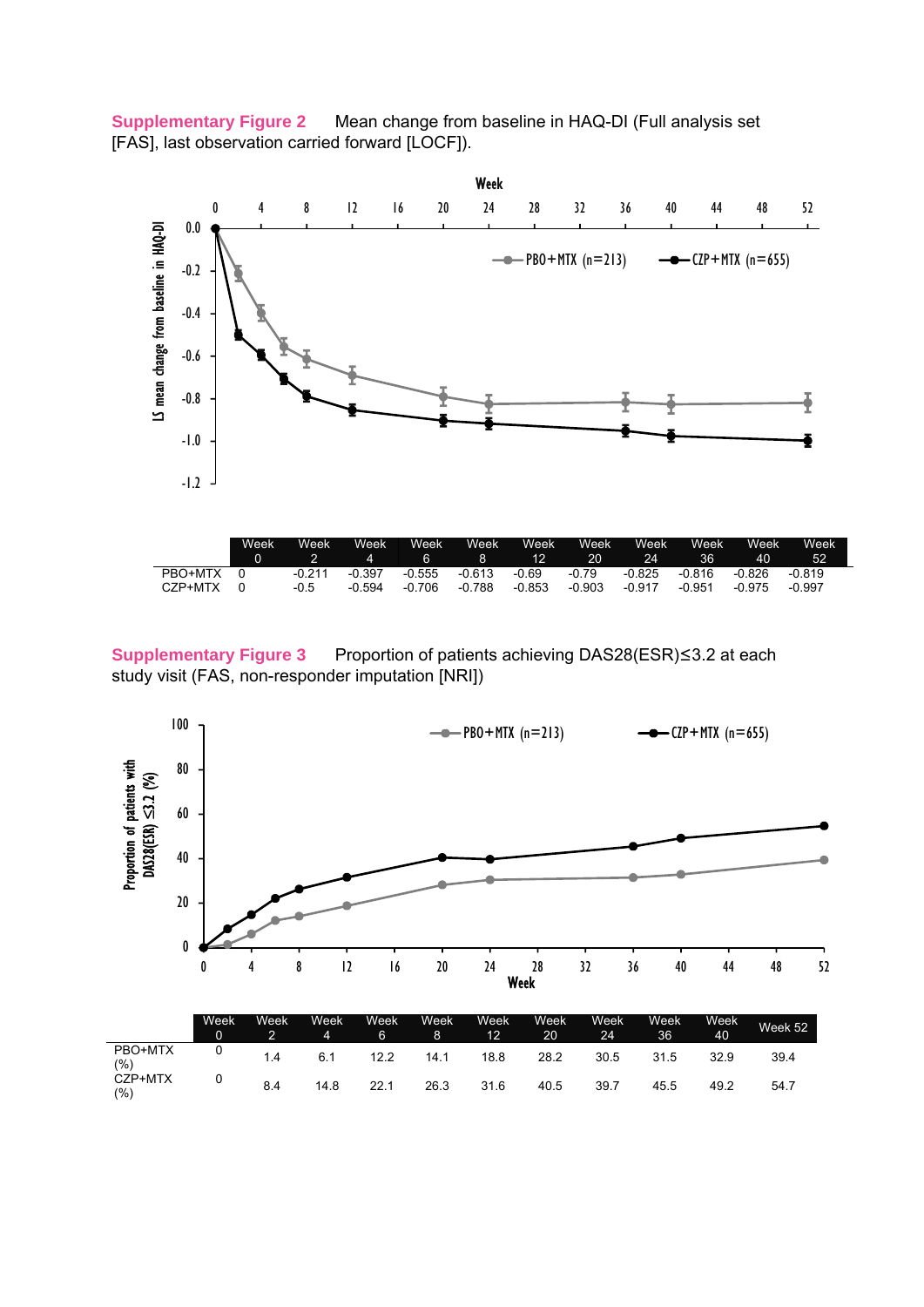**Supplementary Figure 2** Mean change from baseline in HAQ-DI (Full analysis set [FAS], last observation carried forward [LOCF]).

| | Week 0 | Week 2 | Week 4 | Week 6 | Week 8 | Week 12 | Week 20 | Week 24 | Week 36 | Week 40 | Week 52 |
|---|---|---|---|---|---|---|---|---|---|---|---|
| PBO+MTX | 0 | -0.211 | -0.397 | -0.555 | -0.613 | -0.69 | -0.79 | -0.825 | -0.816 | -0.826 | -0.819 |
| CZP+MTX | 0 | -0.5 | -0.594 | -0.706 | -0.788 | -0.853 | -0.903 | -0.917 | -0.951 | -0.975 | -0.997 |

**Supplementary Figure 3** Proportion of patients achieving DAS28(ESR)≤3.2 at each study visit (FAS, non-responder imputation [NRI])

| | Week 0 | Week 2 | Week 4 | Week 6 | Week 8 | Week 12 | Week 20 | Week 24 | Week 36 | Week 40 | Week 52 |
|---|---|---|---|---|---|---|---|---|---|---|---|
| PBO+MTX (%) | 0 | 1.4 | 6.1 | 12.2 | 14.1 | 18.8 | 28.2 | 30.5 | 31.5 | 32.9 | 39.4 |
| CZP+MTX (%) | 0 | 8.4 | 14.8 | 22.1 | 26.3 | 31.6 | 40.5 | 39.7 | 45.5 | 49.2 | 54.7 |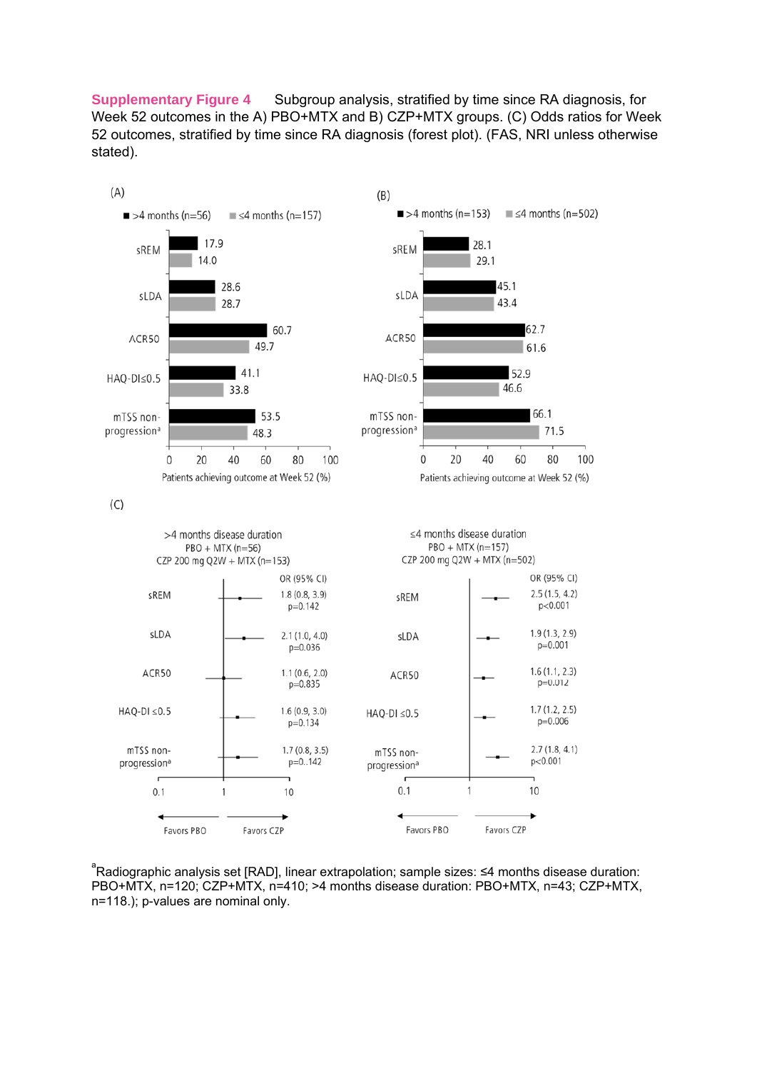**Supplementary Figure 4** Subgroup analysis, stratified by time since RA diagnosis, for Week 52 outcomes in the A) PBO+MTX and B) CZP+MTX groups. (C) Odds ratios for Week 52 outcomes, stratified by time since RA diagnosis (forest plot). (FAS, NRI unless otherwise stated).

(A)

| Outcome | >4 months (n=56) | ≤4 months (n=157) |
|---|---|---|
| sREM | 17.9 | 14.0 |
| sLDA | 28.6 | 28.7 |
| ACR50 | 60.7 | 49.7 |
| HAQ-DI≤0.5 | 41.1 | 33.8 |
| mTSS non-progression[a] | 53.5 | 48.3 |

Patients achieving outcome at Week 52 (%)

(B)

| Outcome | >4 months (n=153) | ≤4 months (n=502) |
|---|---|---|
| sREM | 28.1 | 29.1 |
| sLDA | 45.1 | 43.4 |
| ACR50 | 62.7 | 61.6 |
| HAQ-DI≤0.5 | 52.9 | 46.6 |
| mTSS non-progression[a] | 66.1 | 71.5 |

Patients achieving outcome at Week 52 (%)

(C)

>4 months disease duration
PBO + MTX (n=56)
CZP 200 mg Q2W + MTX (n=153)

| Outcome | OR (95% CI) | p |
|---|---|---|
| sREM | 1.8 (0.8, 3.9) | p=0.142 |
| sLDA | 2.1 (1.0, 4.0) | p=0.036 |
| ACR50 | 1.1 (0.6, 2.0) | p=0.835 |
| HAQ-DI ≤0.5 | 1.6 (0.9, 3.0) | p=0.134 |
| mTSS non-progression[a] | 1.7 (0.8, 3.5) | p=0..142 |

≤4 months disease duration
PBO + MTX (n=157)
CZP 200 mg Q2W + MTX (n=502)

| Outcome | OR (95% CI) | p |
|---|---|---|
| sREM | 2.5 (1.5, 4.2) | p<0.001 |
| sLDA | 1.9 (1.3, 2.9) | p=0.001 |
| ACR50 | 1.6 (1.1, 2.3) | p=0.012 |
| HAQ-DI ≤0.5 | 1.7 (1.2, 2.5) | p=0.006 |
| mTSS non-progression[a] | 2.7 (1.8, 4.1) | p<0.001 |

Favors PBO ← → Favors CZP

[a]Radiographic analysis set [RAD], linear extrapolation; sample sizes: ≤4 months disease duration: PBO+MTX, n=120; CZP+MTX, n=410; >4 months disease duration: PBO+MTX, n=43; CZP+MTX, n=118.); p-values are nominal only.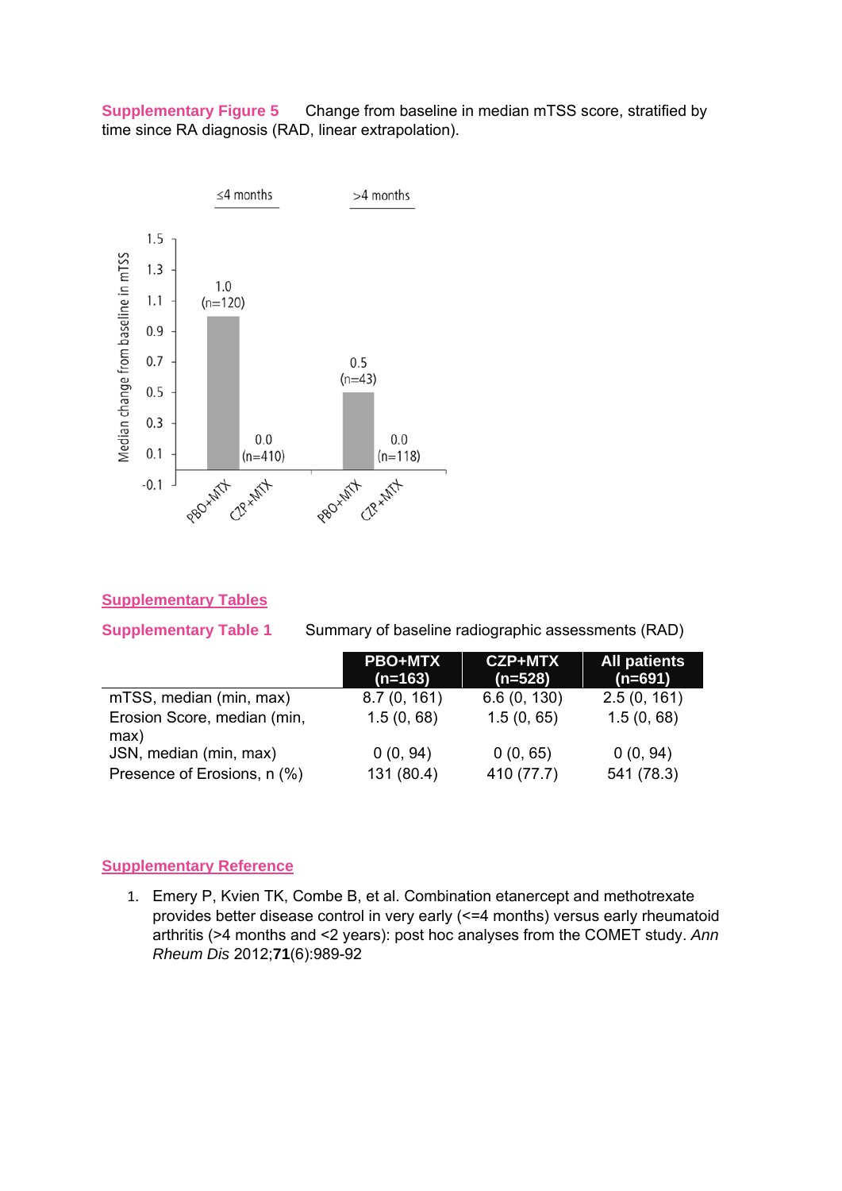**Supplementary Figure 5** Change from baseline in median mTSS score, stratified by time since RA diagnosis (RAD, linear extrapolation).

≤4 months

>4 months

Median change from baseline in mTSS

1.5
1.3
1.1
0.9
0.7
0.5
0.3
0.1
-0.1

1.0 (n=120)
0.0 (n=410)
0.5 (n=43)
0.0 (n=118)

PBO+MTX
CZP+MTX
PBO+MTX
CZP+MTX

## Supplementary Tables

**Supplementary Table 1** Summary of baseline radiographic assessments (RAD)

| | PBO+MTX (n=163) | CZP+MTX (n=528) | All patients (n=691) |
|---|---|---|---|
| mTSS, median (min, max) | 8.7 (0, 161) | 6.6 (0, 130) | 2.5 (0, 161) |
| Erosion Score, median (min, max) | 1.5 (0, 68) | 1.5 (0, 65) | 1.5 (0, 68) |
| JSN, median (min, max) | 0 (0, 94) | 0 (0, 65) | 0 (0, 94) |
| Presence of Erosions, n (%) | 131 (80.4) | 410 (77.7) | 541 (78.3) |

## Supplementary Reference

1. Emery P, Kvien TK, Combe B, et al. Combination etanercept and methotrexate provides better disease control in very early (<=4 months) versus early rheumatoid arthritis (>4 months and <2 years): post hoc analyses from the COMET study. *Ann Rheum Dis* 2012;**71**(6):989-92